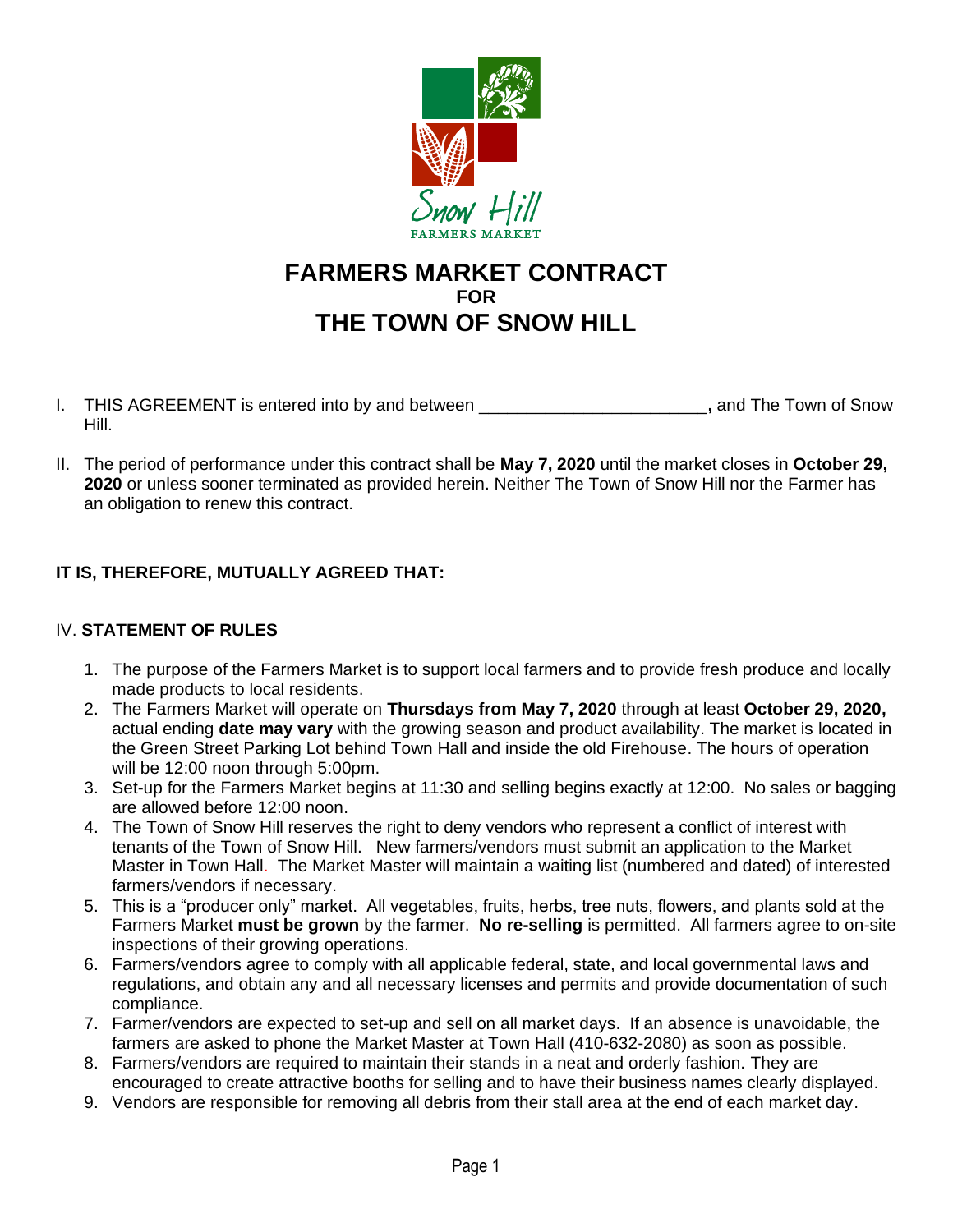# FARMERS MARKET CONTRACT
## FOR
# THE TOWN OF SNOW HILL

I. THIS AGREEMENT is entered into by and between ________________________**,** and The Town of Snow Hill.

II. The period of performance under this contract shall be **May 7, 2020** until the market closes in **October 29, 2020** or unless sooner terminated as provided herein. Neither The Town of Snow Hill nor the Farmer has an obligation to renew this contract.

**IT IS, THEREFORE, MUTUALLY AGREED THAT:**

IV. **STATEMENT OF RULES**

1. The purpose of the Farmers Market is to support local farmers and to provide fresh produce and locally made products to local residents.
2. The Farmers Market will operate on **Thursdays from May 7, 2020** through at least **October 29, 2020,** actual ending **date may vary** with the growing season and product availability. The market is located in the Green Street Parking Lot behind Town Hall and inside the old Firehouse. The hours of operation will be 12:00 noon through 5:00pm.
3. Set-up for the Farmers Market begins at 11:30 and selling begins exactly at 12:00. No sales or bagging are allowed before 12:00 noon.
4. The Town of Snow Hill reserves the right to deny vendors who represent a conflict of interest with tenants of the Town of Snow Hill. New farmers/vendors must submit an application to the Market Master in Town Hall. The Market Master will maintain a waiting list (numbered and dated) of interested farmers/vendors if necessary.
5. This is a "producer only" market. All vegetables, fruits, herbs, tree nuts, flowers, and plants sold at the Farmers Market **must be grown** by the farmer. **No re-selling** is permitted. All farmers agree to on-site inspections of their growing operations.
6. Farmers/vendors agree to comply with all applicable federal, state, and local governmental laws and regulations, and obtain any and all necessary licenses and permits and provide documentation of such compliance.
7. Farmer/vendors are expected to set-up and sell on all market days. If an absence is unavoidable, the farmers are asked to phone the Market Master at Town Hall (410-632-2080) as soon as possible.
8. Farmers/vendors are required to maintain their stands in a neat and orderly fashion. They are encouraged to create attractive booths for selling and to have their business names clearly displayed.
9. Vendors are responsible for removing all debris from their stall area at the end of each market day.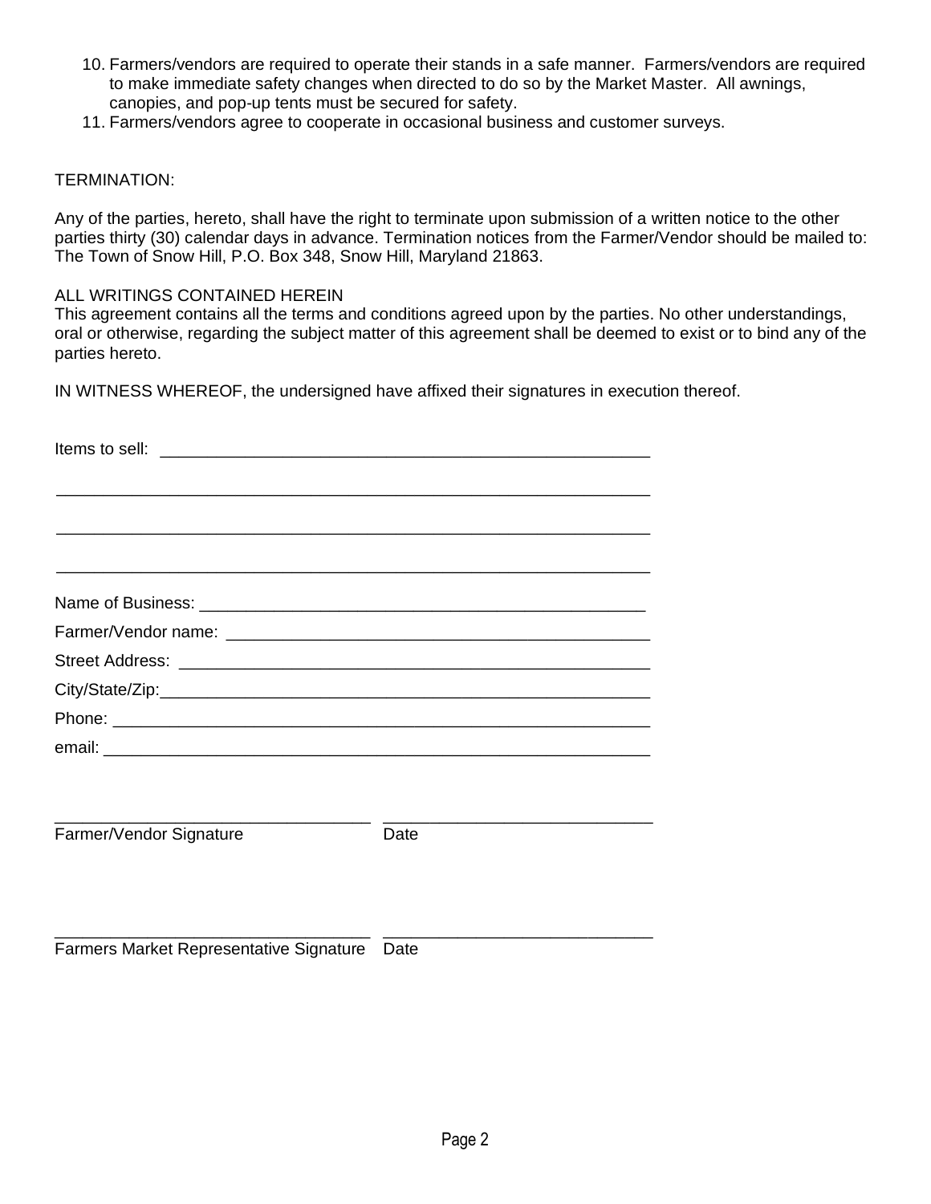10. Farmers/vendors are required to operate their stands in a safe manner. Farmers/vendors are required to make immediate safety changes when directed to do so by the Market Master. All awnings, canopies, and pop-up tents must be secured for safety.
11. Farmers/vendors agree to cooperate in occasional business and customer surveys.

TERMINATION:

Any of the parties, hereto, shall have the right to terminate upon submission of a written notice to the other parties thirty (30) calendar days in advance. Termination notices from the Farmer/Vendor should be mailed to: The Town of Snow Hill, P.O. Box 348, Snow Hill, Maryland 21863.

ALL WRITINGS CONTAINED HEREIN

This agreement contains all the terms and conditions agreed upon by the parties. No other understandings, oral or otherwise, regarding the subject matter of this agreement shall be deemed to exist or to bind any of the parties hereto.

IN WITNESS WHEREOF, the undersigned have affixed their signatures in execution thereof.

Items to sell: ______________________________________________________

______________________________________________________________

______________________________________________________________

______________________________________________________________

Name of Business: _________________________________________________

Farmer/Vendor name: _______________________________________________

Street Address: ____________________________________________________

City/State/Zip:_____________________________________________________

Phone: ___________________________________________________________

email: ____________________________________________________________

_________________________________ ____________________________

Farmer/Vendor Signature Date

_________________________________ ____________________________

Farmers Market Representative Signature Date